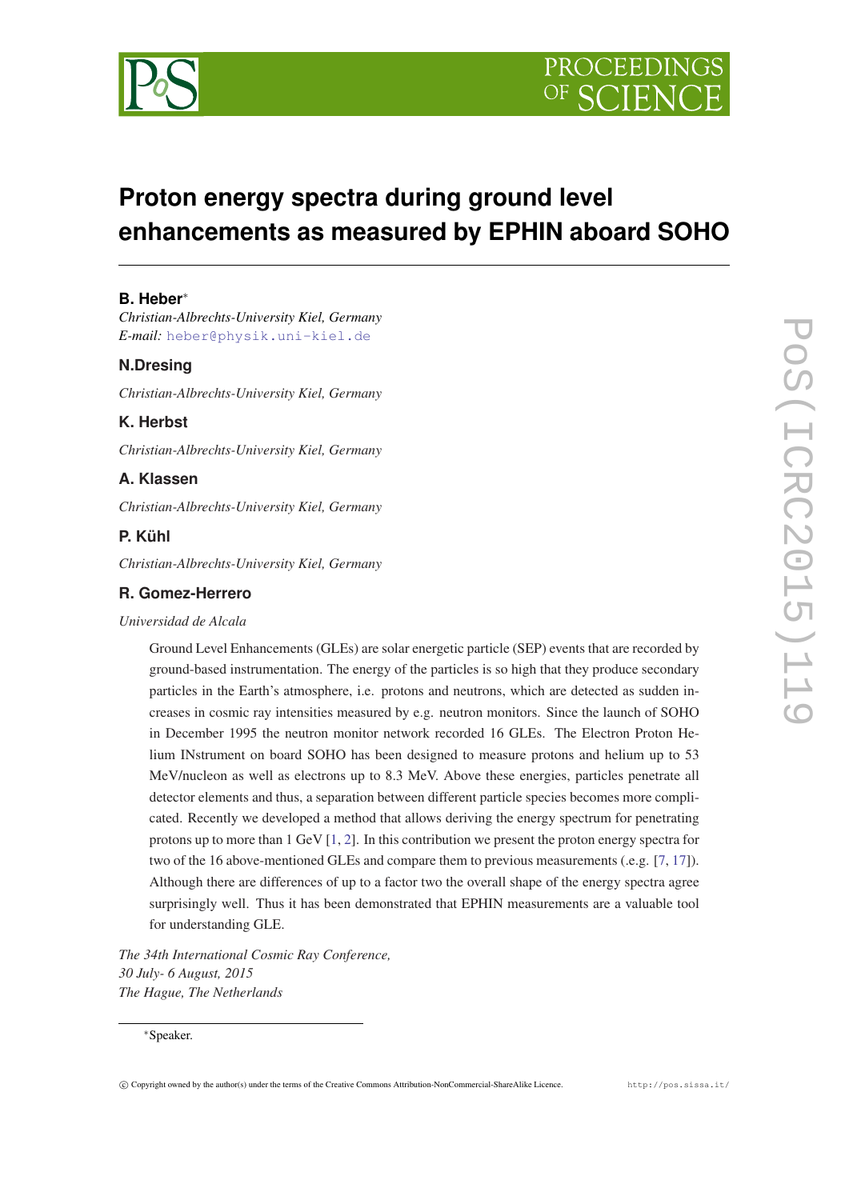# Proton energy spectra during ground level enhancements as measured by EPHIN aboard SOHO

**B. Heber***

*Christian-Albrechts-University Kiel, Germany*
*E-mail:* heber@physik.uni-kiel.de

**N.Dresing**

*Christian-Albrechts-University Kiel, Germany*

**K. Herbst**

*Christian-Albrechts-University Kiel, Germany*

**A. Klassen**

*Christian-Albrechts-University Kiel, Germany*

**P. Kühl**

*Christian-Albrechts-University Kiel, Germany*

**R. Gomez-Herrero**

*Universidad de Alcala*

Ground Level Enhancements (GLEs) are solar energetic particle (SEP) events that are recorded by ground-based instrumentation. The energy of the particles is so high that they produce secondary particles in the Earth's atmosphere, i.e. protons and neutrons, which are detected as sudden increases in cosmic ray intensities measured by e.g. neutron monitors. Since the launch of SOHO in December 1995 the neutron monitor network recorded 16 GLEs. The Electron Proton Helium INstrument on board SOHO has been designed to measure protons and helium up to 53 MeV/nucleon as well as electrons up to 8.3 MeV. Above these energies, particles penetrate all detector elements and thus, a separation between different particle species becomes more complicated. Recently we developed a method that allows deriving the energy spectrum for penetrating protons up to more than 1 GeV [1, 2]. In this contribution we present the proton energy spectra for two of the 16 above-mentioned GLEs and compare them to previous measurements (.e.g. [7, 17]). Although there are differences of up to a factor two the overall shape of the energy spectra agree surprisingly well. Thus it has been demonstrated that EPHIN measurements are a valuable tool for understanding GLE.

*The 34th International Cosmic Ray Conference,*
*30 July- 6 August, 2015*
*The Hague, The Netherlands*

*Speaker.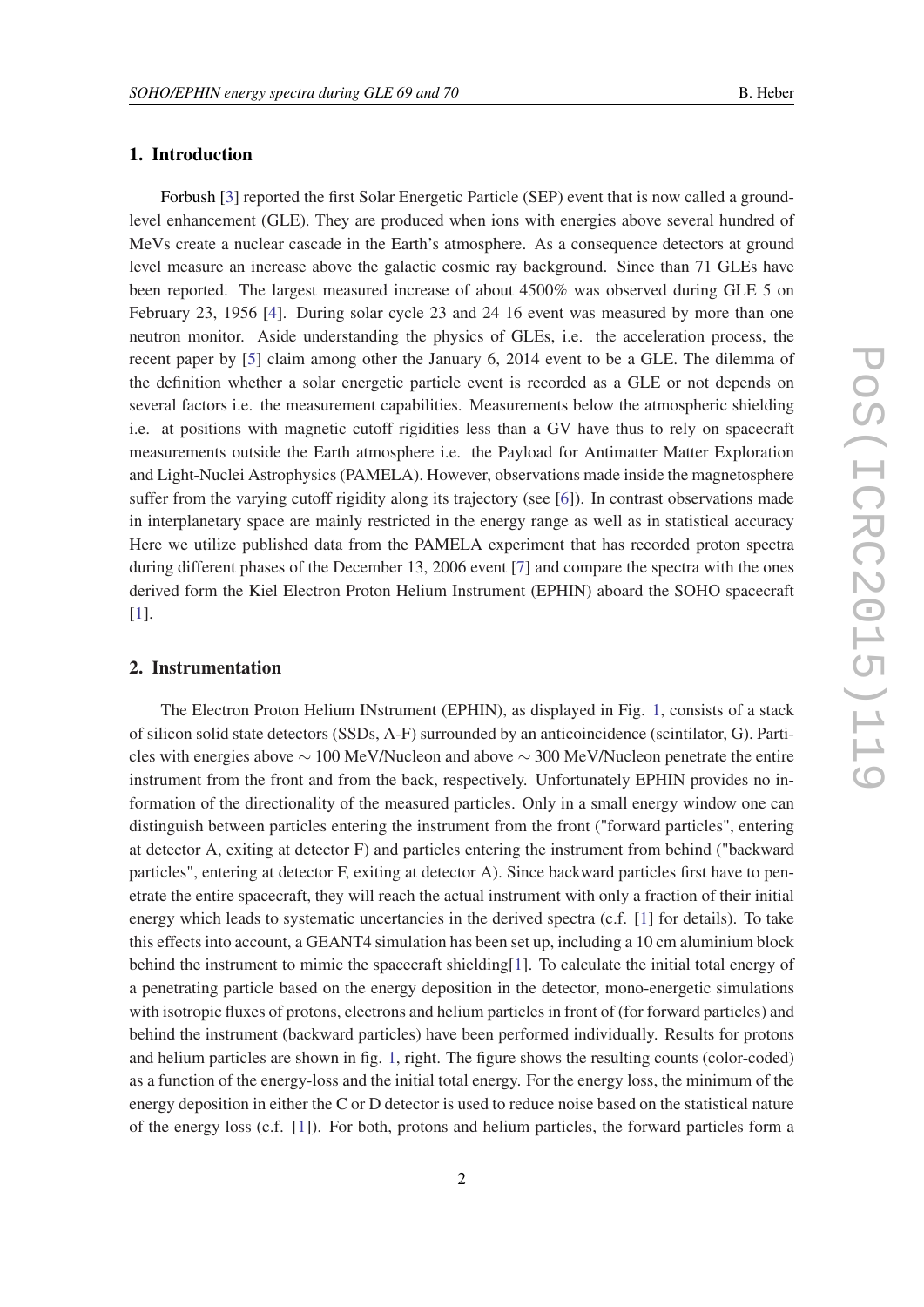## 1. Introduction

Forbush [3] reported the first Solar Energetic Particle (SEP) event that is now called a ground-level enhancement (GLE). They are produced when ions with energies above several hundred of MeVs create a nuclear cascade in the Earth's atmosphere. As a consequence detectors at ground level measure an increase above the galactic cosmic ray background. Since than 71 GLEs have been reported. The largest measured increase of about 4500% was observed during GLE 5 on February 23, 1956 [4]. During solar cycle 23 and 24 16 event was measured by more than one neutron monitor. Aside understanding the physics of GLEs, i.e. the acceleration process, the recent paper by [5] claim among other the January 6, 2014 event to be a GLE. The dilemma of the definition whether a solar energetic particle event is recorded as a GLE or not depends on several factors i.e. the measurement capabilities. Measurements below the atmospheric shielding i.e. at positions with magnetic cutoff rigidities less than a GV have thus to rely on spacecraft measurements outside the Earth atmosphere i.e. the Payload for Antimatter Matter Exploration and Light-Nuclei Astrophysics (PAMELA). However, observations made inside the magnetosphere suffer from the varying cutoff rigidity along its trajectory (see [6]). In contrast observations made in interplanetary space are mainly restricted in the energy range as well as in statistical accuracy Here we utilize published data from the PAMELA experiment that has recorded proton spectra during different phases of the December 13, 2006 event [7] and compare the spectra with the ones derived form the Kiel Electron Proton Helium Instrument (EPHIN) aboard the SOHO spacecraft [1].

## 2. Instrumentation

The Electron Proton Helium INstrument (EPHIN), as displayed in Fig. 1, consists of a stack of silicon solid state detectors (SSDs, A-F) surrounded by an anticoincidence (scintilator, G). Particles with energies above $\sim$ 100 MeV/Nucleon and above $\sim$ 300 MeV/Nucleon penetrate the entire instrument from the front and from the back, respectively. Unfortunately EPHIN provides no information of the directionality of the measured particles. Only in a small energy window one can distinguish between particles entering the instrument from the front ("forward particles", entering at detector A, exiting at detector F) and particles entering the instrument from behind ("backward particles", entering at detector F, exiting at detector A). Since backward particles first have to penetrate the entire spacecraft, they will reach the actual instrument with only a fraction of their initial energy which leads to systematic uncertancies in the derived spectra (c.f. [1] for details). To take this effects into account, a GEANT4 simulation has been set up, including a 10 cm aluminium block behind the instrument to mimic the spacecraft shielding[1]. To calculate the initial total energy of a penetrating particle based on the energy deposition in the detector, mono-energetic simulations with isotropic fluxes of protons, electrons and helium particles in front of (for forward particles) and behind the instrument (backward particles) have been performed individually. Results for protons and helium particles are shown in fig. 1, right. The figure shows the resulting counts (color-coded) as a function of the energy-loss and the initial total energy. For the energy loss, the minimum of the energy deposition in either the C or D detector is used to reduce noise based on the statistical nature of the energy loss (c.f. [1]). For both, protons and helium particles, the forward particles form a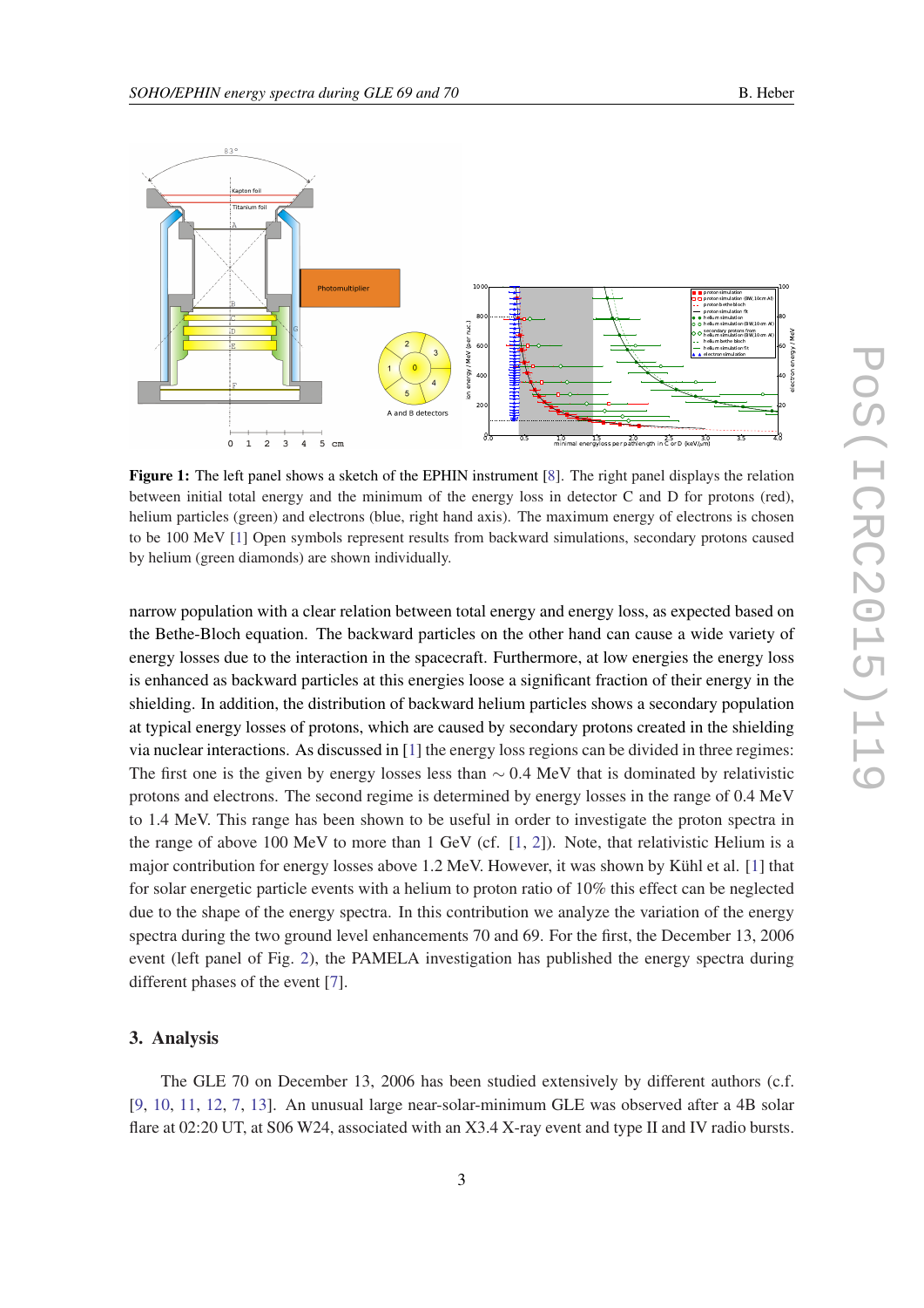**Figure 1:** The left panel shows a sketch of the EPHIN instrument [8]. The right panel displays the relation between initial total energy and the minimum of the energy loss in detector C and D for protons (red), helium particles (green) and electrons (blue, right hand axis). The maximum energy of electrons is chosen to be 100 MeV [1] Open symbols represent results from backward simulations, secondary protons caused by helium (green diamonds) are shown individually.

narrow population with a clear relation between total energy and energy loss, as expected based on the Bethe-Bloch equation. The backward particles on the other hand can cause a wide variety of energy losses due to the interaction in the spacecraft. Furthermore, at low energies the energy loss is enhanced as backward particles at this energies loose a significant fraction of their energy in the shielding. In addition, the distribution of backward helium particles shows a secondary population at typical energy losses of protons, which are caused by secondary protons created in the shielding via nuclear interactions. As discussed in [1] the energy loss regions can be divided in three regimes: The first one is the given by energy losses less than $\sim 0.4$ MeV that is dominated by relativistic protons and electrons. The second regime is determined by energy losses in the range of 0.4 MeV to 1.4 MeV. This range has been shown to be useful in order to investigate the proton spectra in the range of above 100 MeV to more than 1 GeV (cf. [1, 2]). Note, that relativistic Helium is a major contribution for energy losses above 1.2 MeV. However, it was shown by Kühl et al. [1] that for solar energetic particle events with a helium to proton ratio of 10% this effect can be neglected due to the shape of the energy spectra. In this contribution we analyze the variation of the energy spectra during the two ground level enhancements 70 and 69. For the first, the December 13, 2006 event (left panel of Fig. 2), the PAMELA investigation has published the energy spectra during different phases of the event [7].

## 3. Analysis

The GLE 70 on December 13, 2006 has been studied extensively by different authors (c.f. [9, 10, 11, 12, 7, 13]. An unusual large near-solar-minimum GLE was observed after a 4B solar flare at 02:20 UT, at S06 W24, associated with an X3.4 X-ray event and type II and IV radio bursts.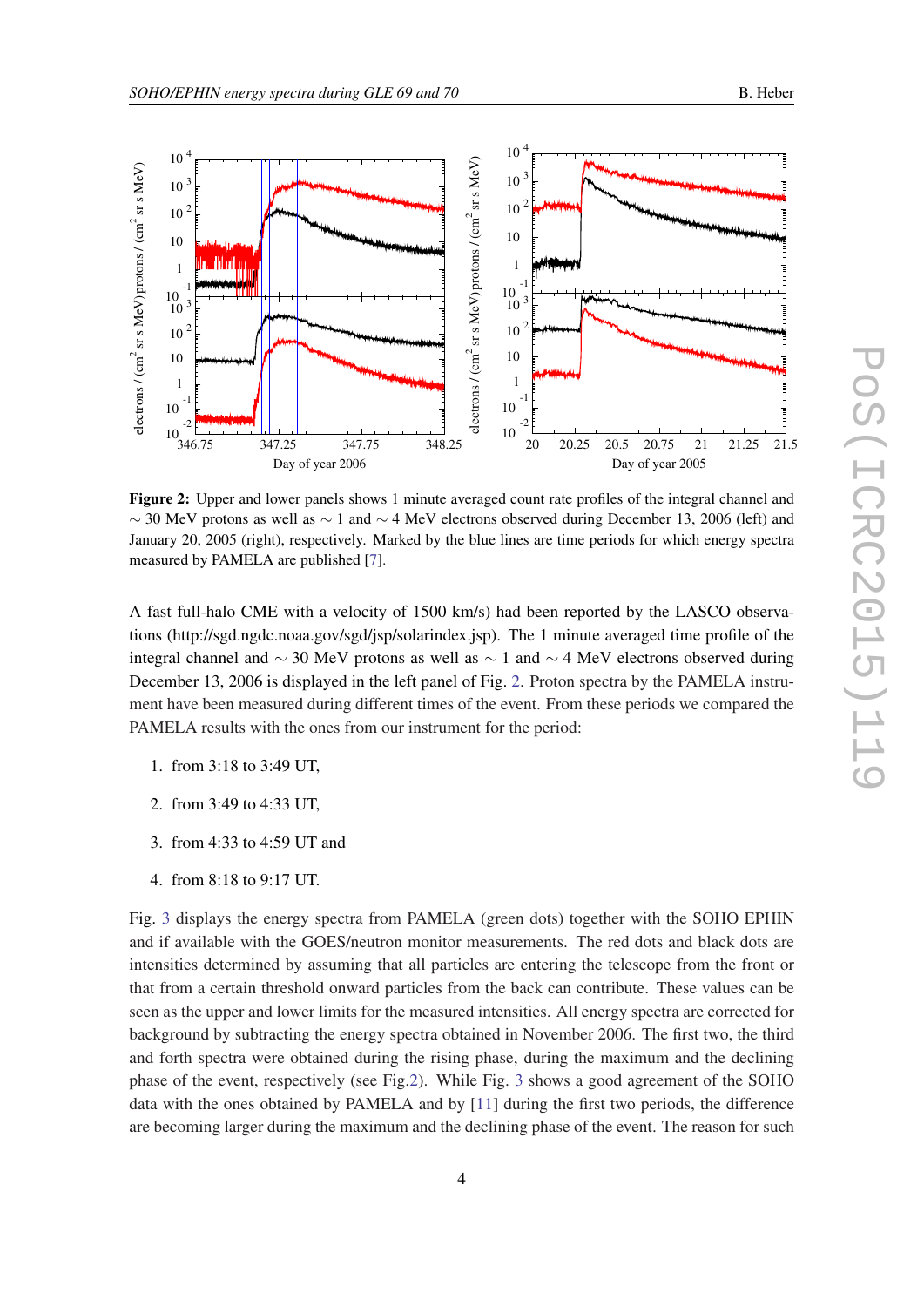**Figure 2:** Upper and lower panels shows 1 minute averaged count rate profiles of the integral channel and $\sim$ 30 MeV protons as well as $\sim$ 1 and $\sim$ 4 MeV electrons observed during December 13, 2006 (left) and January 20, 2005 (right), respectively. Marked by the blue lines are time periods for which energy spectra measured by PAMELA are published [7].

A fast full-halo CME with a velocity of 1500 km/s) had been reported by the LASCO observations (http://sgd.ngdc.noaa.gov/sgd/jsp/solarindex.jsp). The 1 minute averaged time profile of the integral channel and $\sim$ 30 MeV protons as well as $\sim$ 1 and $\sim$ 4 MeV electrons observed during December 13, 2006 is displayed in the left panel of Fig. 2. Proton spectra by the PAMELA instrument have been measured during different times of the event. From these periods we compared the PAMELA results with the ones from our instrument for the period:

1. from 3:18 to 3:49 UT,
2. from 3:49 to 4:33 UT,
3. from 4:33 to 4:59 UT and
4. from 8:18 to 9:17 UT.

Fig. 3 displays the energy spectra from PAMELA (green dots) together with the SOHO EPHIN and if available with the GOES/neutron monitor measurements. The red dots and black dots are intensities determined by assuming that all particles are entering the telescope from the front or that from a certain threshold onward particles from the back can contribute. These values can be seen as the upper and lower limits for the measured intensities. All energy spectra are corrected for background by subtracting the energy spectra obtained in November 2006. The first two, the third and forth spectra were obtained during the rising phase, during the maximum and the declining phase of the event, respectively (see Fig.2). While Fig. 3 shows a good agreement of the SOHO data with the ones obtained by PAMELA and by [11] during the first two periods, the difference are becoming larger during the maximum and the declining phase of the event. The reason for such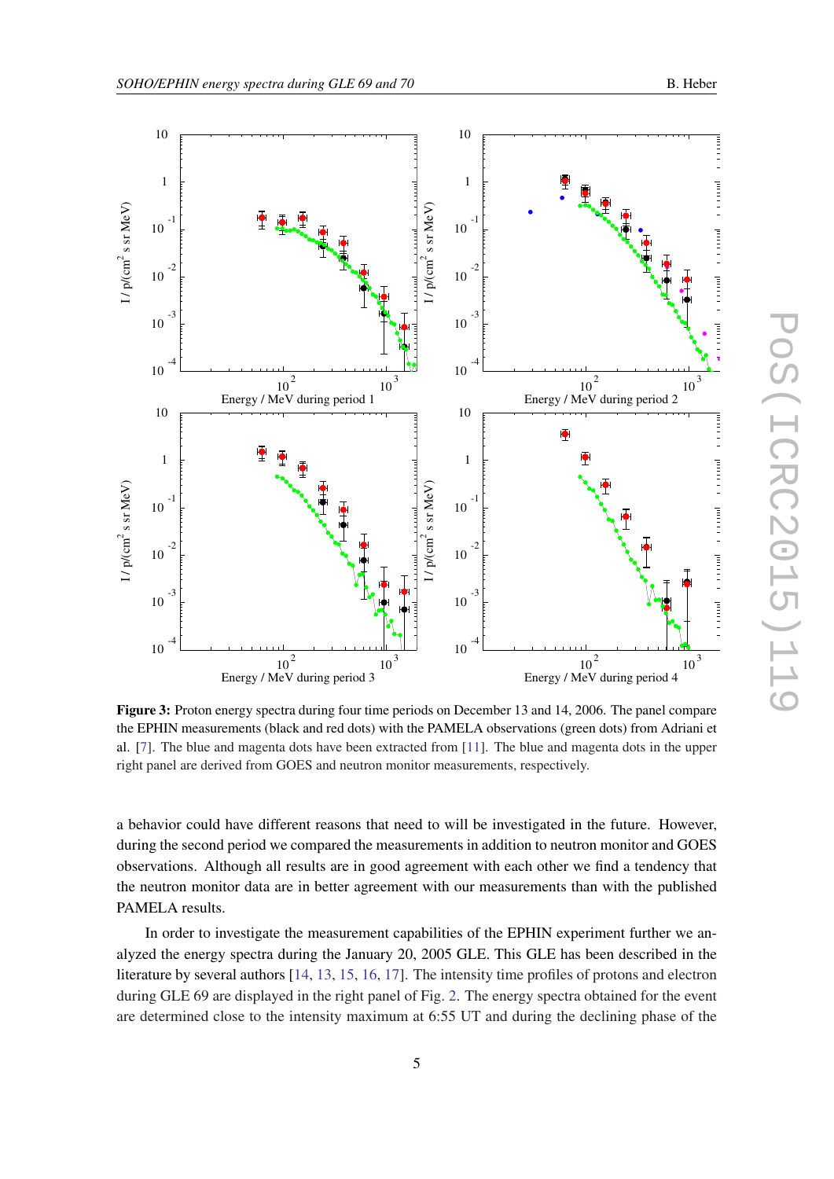**Figure 3:** Proton energy spectra during four time periods on December 13 and 14, 2006. The panel compare the EPHIN measurements (black and red dots) with the PAMELA observations (green dots) from Adriani et al. [7]. The blue and magenta dots have been extracted from [11]. The blue and magenta dots in the upper right panel are derived from GOES and neutron monitor measurements, respectively.

a behavior could have different reasons that need to will be investigated in the future. However, during the second period we compared the measurements in addition to neutron monitor and GOES observations. Although all results are in good agreement with each other we find a tendency that the neutron monitor data are in better agreement with our measurements than with the published PAMELA results.

In order to investigate the measurement capabilities of the EPHIN experiment further we analyzed the energy spectra during the January 20, 2005 GLE. This GLE has been described in the literature by several authors [14, 13, 15, 16, 17]. The intensity time profiles of protons and electron during GLE 69 are displayed in the right panel of Fig. 2. The energy spectra obtained for the event are determined close to the intensity maximum at 6:55 UT and during the declining phase of the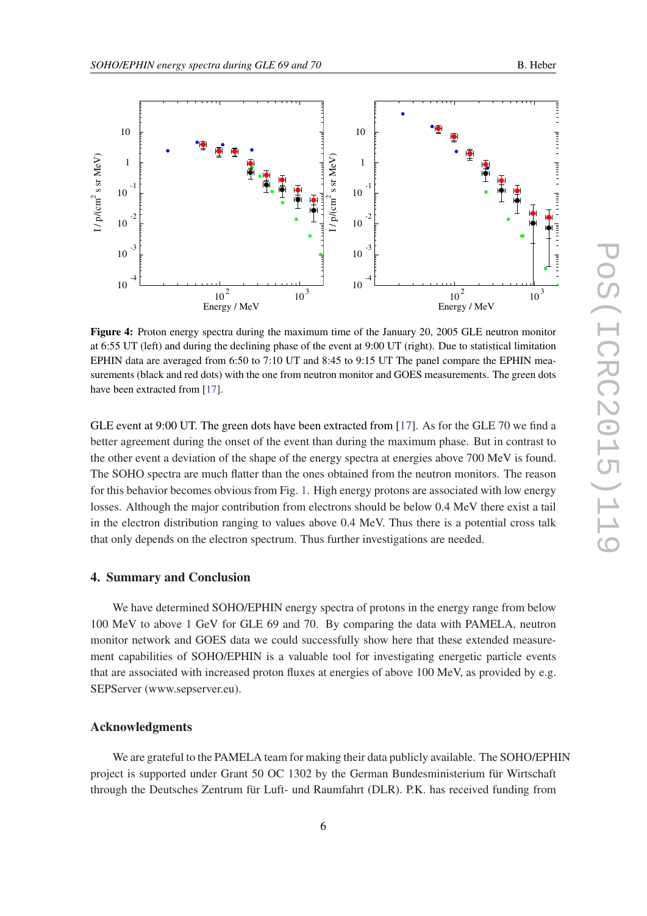**Figure 4:** Proton energy spectra during the maximum time of the January 20, 2005 GLE neutron monitor at 6:55 UT (left) and during the declining phase of the event at 9:00 UT (right). Due to statistical limitation EPHIN data are averaged from 6:50 to 7:10 UT and 8:45 to 9:15 UT The panel compare the EPHIN measurements (black and red dots) with the one from neutron monitor and GOES measurements. The green dots have been extracted from [17].

GLE event at 9:00 UT. The green dots have been extracted from [17]. As for the GLE 70 we find a better agreement during the onset of the event than during the maximum phase. But in contrast to the other event a deviation of the shape of the energy spectra at energies above 700 MeV is found. The SOHO spectra are much flatter than the ones obtained from the neutron monitors. The reason for this behavior becomes obvious from Fig. 1. High energy protons are associated with low energy losses. Although the major contribution from electrons should be below 0.4 MeV there exist a tail in the electron distribution ranging to values above 0.4 MeV. Thus there is a potential cross talk that only depends on the electron spectrum. Thus further investigations are needed.

## 4. Summary and Conclusion

We have determined SOHO/EPHIN energy spectra of protons in the energy range from below 100 MeV to above 1 GeV for GLE 69 and 70. By comparing the data with PAMELA, neutron monitor network and GOES data we could successfully show here that these extended measurement capabilities of SOHO/EPHIN is a valuable tool for investigating energetic particle events that are associated with increased proton fluxes at energies of above 100 MeV, as provided by e.g. SEPServer (www.sepserver.eu).

## Acknowledgments

We are grateful to the PAMELA team for making their data publicly available. The SOHO/EPHIN project is supported under Grant 50 OC 1302 by the German Bundesministerium für Wirtschaft through the Deutsches Zentrum für Luft- und Raumfahrt (DLR). P.K. has received funding from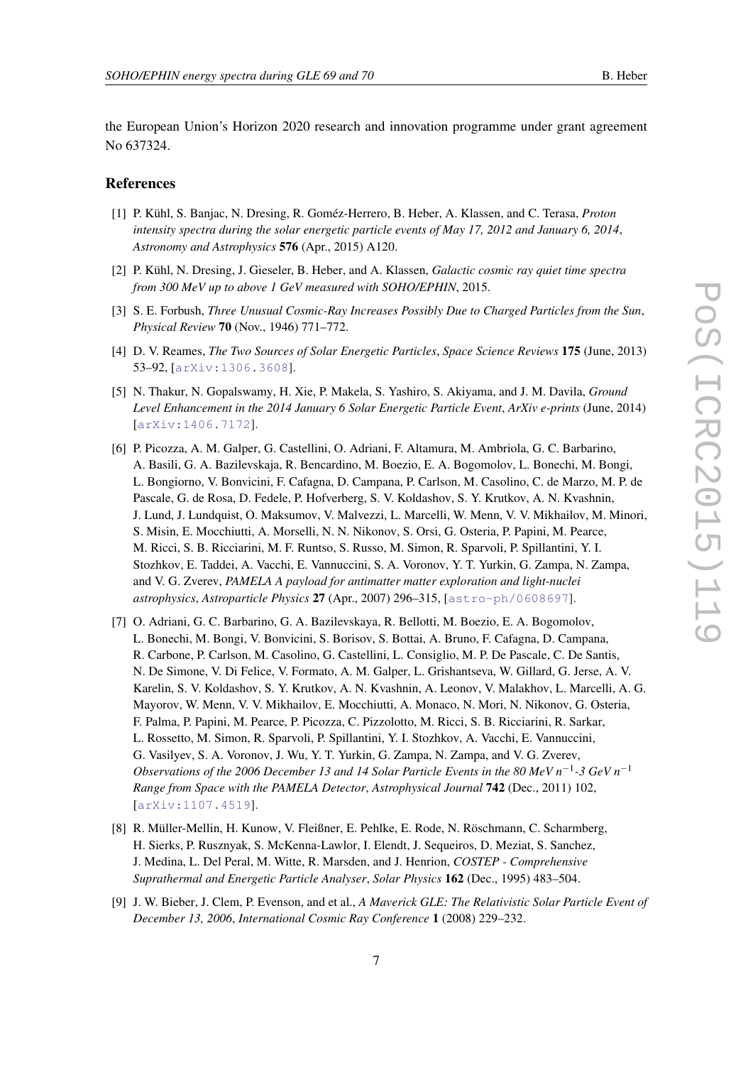the European Union's Horizon 2020 research and innovation programme under grant agreement No 637324.

## References

[1] P. Kühl, S. Banjac, N. Dresing, R. Goméz-Herrero, B. Heber, A. Klassen, and C. Terasa, *Proton intensity spectra during the solar energetic particle events of May 17, 2012 and January 6, 2014*, *Astronomy and Astrophysics* **576** (Apr., 2015) A120.

[2] P. Kühl, N. Dresing, J. Gieseler, B. Heber, and A. Klassen, *Galactic cosmic ray quiet time spectra from 300 MeV up to above 1 GeV measured with SOHO/EPHIN*, 2015.

[3] S. E. Forbush, *Three Unusual Cosmic-Ray Increases Possibly Due to Charged Particles from the Sun*, *Physical Review* **70** (Nov., 1946) 771–772.

[4] D. V. Reames, *The Two Sources of Solar Energetic Particles*, *Space Science Reviews* **175** (June, 2013) 53–92, [arXiv:1306.3608].

[5] N. Thakur, N. Gopalswamy, H. Xie, P. Makela, S. Yashiro, S. Akiyama, and J. M. Davila, *Ground Level Enhancement in the 2014 January 6 Solar Energetic Particle Event*, *ArXiv e-prints* (June, 2014) [arXiv:1406.7172].

[6] P. Picozza, A. M. Galper, G. Castellini, O. Adriani, F. Altamura, M. Ambriola, G. C. Barbarino, A. Basili, G. A. Bazilevskaja, R. Bencardino, M. Boezio, E. A. Bogomolov, L. Bonechi, M. Bongi, L. Bongiorno, V. Bonvicini, F. Cafagna, D. Campana, P. Carlson, M. Casolino, C. de Marzo, M. P. de Pascale, G. de Rosa, D. Fedele, P. Hofverberg, S. V. Koldashov, S. Y. Krutkov, A. N. Kvashnin, J. Lund, J. Lundquist, O. Maksumov, V. Malvezzi, L. Marcelli, W. Menn, V. V. Mikhailov, M. Minori, S. Misin, E. Mocchiutti, A. Morselli, N. N. Nikonov, S. Orsi, G. Osteria, P. Papini, M. Pearce, M. Ricci, S. B. Ricciarini, M. F. Runtso, S. Russo, M. Simon, R. Sparvoli, P. Spillantini, Y. I. Stozhkov, E. Taddei, A. Vacchi, E. Vannuccini, S. A. Voronov, Y. T. Yurkin, G. Zampa, N. Zampa, and V. G. Zverev, *PAMELA A payload for antimatter matter exploration and light-nuclei astrophysics*, *Astroparticle Physics* **27** (Apr., 2007) 296–315, [astro-ph/0608697].

[7] O. Adriani, G. C. Barbarino, G. A. Bazilevskaya, R. Bellotti, M. Boezio, E. A. Bogomolov, L. Bonechi, M. Bongi, V. Bonvicini, S. Borisov, S. Bottai, A. Bruno, F. Cafagna, D. Campana, R. Carbone, P. Carlson, M. Casolino, G. Castellini, L. Consiglio, M. P. De Pascale, C. De Santis, N. De Simone, V. Di Felice, V. Formato, A. M. Galper, L. Grishantseva, W. Gillard, G. Jerse, A. V. Karelin, S. V. Koldashov, S. Y. Krutkov, A. N. Kvashnin, A. Leonov, V. Malakhov, L. Marcelli, A. G. Mayorov, W. Menn, V. V. Mikhailov, E. Mocchiutti, A. Monaco, N. Mori, N. Nikonov, G. Osteria, F. Palma, P. Papini, M. Pearce, P. Picozza, C. Pizzolotto, M. Ricci, S. B. Ricciarini, R. Sarkar, L. Rossetto, M. Simon, R. Sparvoli, P. Spillantini, Y. I. Stozhkov, A. Vacchi, E. Vannuccini, G. Vasilyev, S. A. Voronov, J. Wu, Y. T. Yurkin, G. Zampa, N. Zampa, and V. G. Zverev, *Observations of the 2006 December 13 and 14 Solar Particle Events in the 80 MeV $n^{-1}$-3 GeV $n^{-1}$ Range from Space with the PAMELA Detector*, *Astrophysical Journal* **742** (Dec., 2011) 102, [arXiv:1107.4519].

[8] R. Müller-Mellin, H. Kunow, V. Fleißner, E. Pehlke, E. Rode, N. Röschmann, C. Scharmberg, H. Sierks, P. Rusznyak, S. McKenna-Lawlor, I. Elendt, J. Sequeiros, D. Meziat, S. Sanchez, J. Medina, L. Del Peral, M. Witte, R. Marsden, and J. Henrion, *COSTEP - Comprehensive Suprathermal and Energetic Particle Analyser*, *Solar Physics* **162** (Dec., 1995) 483–504.

[9] J. W. Bieber, J. Clem, P. Evenson, and et al., *A Maverick GLE: The Relativistic Solar Particle Event of December 13, 2006*, *International Cosmic Ray Conference* **1** (2008) 229–232.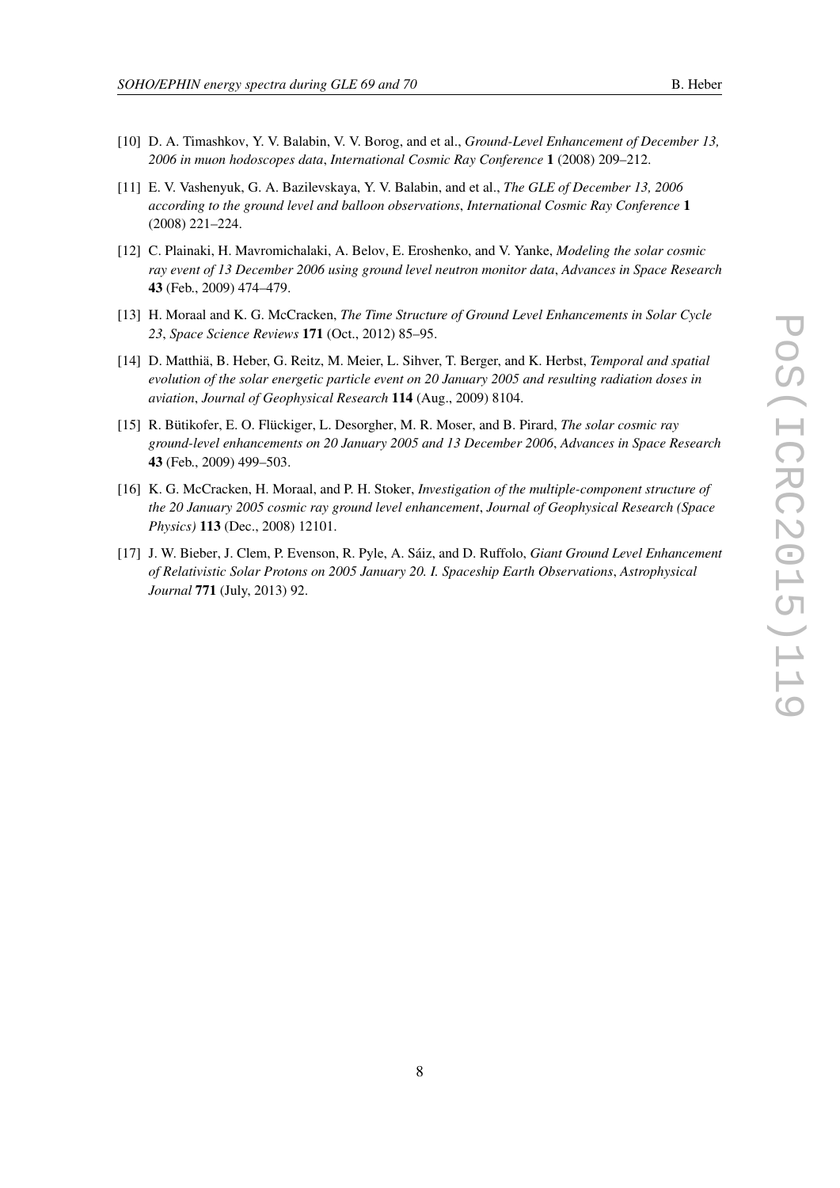[10] D. A. Timashkov, Y. V. Balabin, V. V. Borog, and et al., *Ground-Level Enhancement of December 13, 2006 in muon hodoscopes data*, *International Cosmic Ray Conference* **1** (2008) 209–212.

[11] E. V. Vashenyuk, G. A. Bazilevskaya, Y. V. Balabin, and et al., *The GLE of December 13, 2006 according to the ground level and balloon observations*, *International Cosmic Ray Conference* **1** (2008) 221–224.

[12] C. Plainaki, H. Mavromichalaki, A. Belov, E. Eroshenko, and V. Yanke, *Modeling the solar cosmic ray event of 13 December 2006 using ground level neutron monitor data*, *Advances in Space Research* **43** (Feb., 2009) 474–479.

[13] H. Moraal and K. G. McCracken, *The Time Structure of Ground Level Enhancements in Solar Cycle 23*, *Space Science Reviews* **171** (Oct., 2012) 85–95.

[14] D. Matthiä, B. Heber, G. Reitz, M. Meier, L. Sihver, T. Berger, and K. Herbst, *Temporal and spatial evolution of the solar energetic particle event on 20 January 2005 and resulting radiation doses in aviation*, *Journal of Geophysical Research* **114** (Aug., 2009) 8104.

[15] R. Bütikofer, E. O. Flückiger, L. Desorgher, M. R. Moser, and B. Pirard, *The solar cosmic ray ground-level enhancements on 20 January 2005 and 13 December 2006*, *Advances in Space Research* **43** (Feb., 2009) 499–503.

[16] K. G. McCracken, H. Moraal, and P. H. Stoker, *Investigation of the multiple-component structure of the 20 January 2005 cosmic ray ground level enhancement*, *Journal of Geophysical Research (Space Physics)* **113** (Dec., 2008) 12101.

[17] J. W. Bieber, J. Clem, P. Evenson, R. Pyle, A. Sáiz, and D. Ruffolo, *Giant Ground Level Enhancement of Relativistic Solar Protons on 2005 January 20. I. Spaceship Earth Observations*, *Astrophysical Journal* **771** (July, 2013) 92.